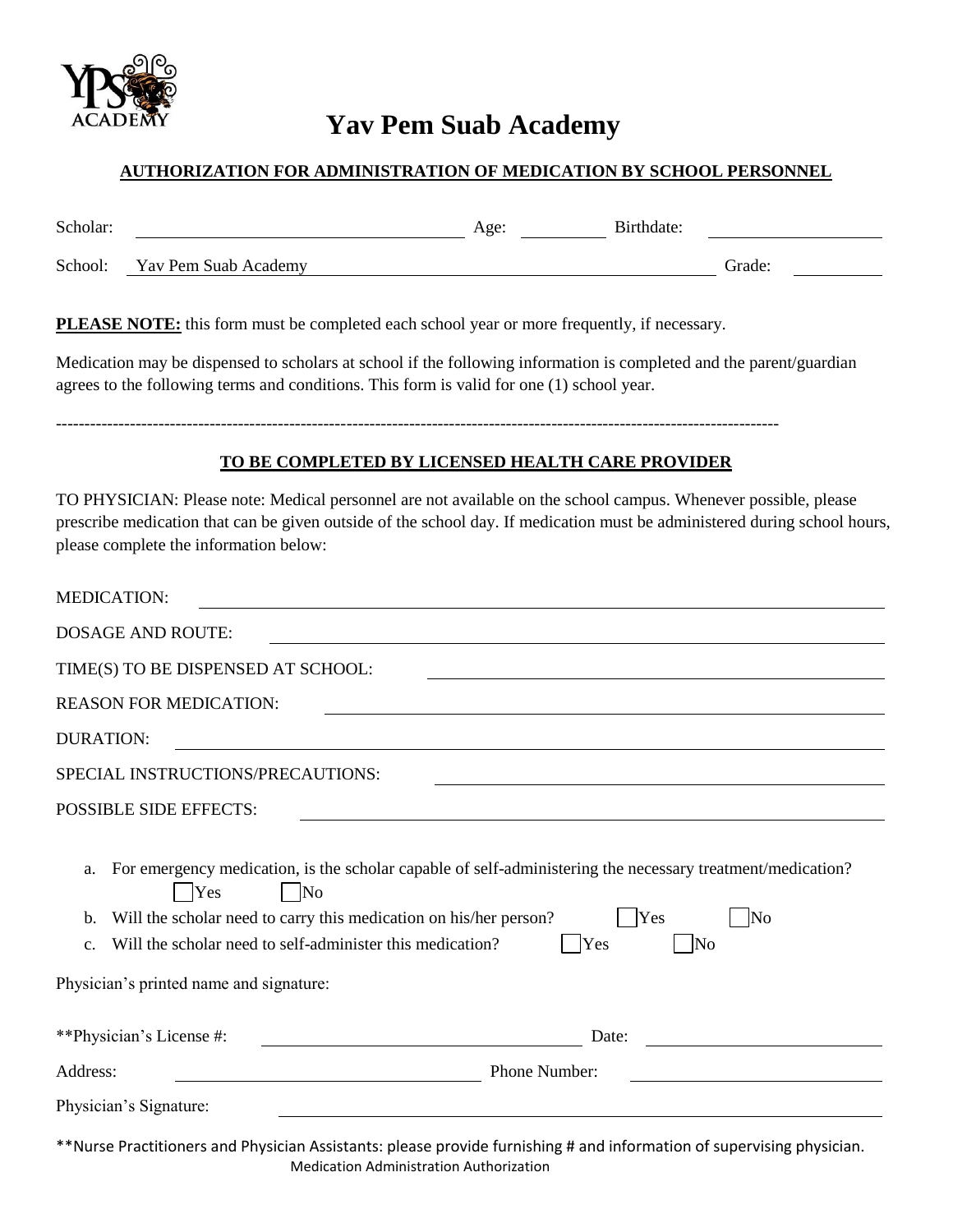# Yav Pem Suab Academy

## AUTHORIZATION FOR ADMINISTRATION OF MEDICATION BY SCHOOL PERSONNEL

Scholar: \_\_\_\_\_\_\_\_\_\_\_\_\_\_\_\_\_\_\_\_\_\_\_\_\_\_\_\_\_\_ Age: \_\_\_\_\_\_\_\_ Birthdate: \_\_\_\_\_\_\_\_\_\_\_\_\_\_

School: Yav Pem Suab Academy \_\_\_\_\_\_\_\_\_\_\_\_\_\_\_\_\_\_\_\_\_\_\_\_ Grade: \_\_\_\_\_\_\_\_

**PLEASE NOTE:** this form must be completed each school year or more frequently, if necessary.

Medication may be dispensed to scholars at school if the following information is completed and the parent/guardian agrees to the following terms and conditions. This form is valid for one (1) school year.

---

### TO BE COMPLETED BY LICENSED HEALTH CARE PROVIDER

TO PHYSICIAN: Please note: Medical personnel are not available on the school campus. Whenever possible, please prescribe medication that can be given outside of the school day. If medication must be administered during school hours, please complete the information below:

MEDICATION: \_\_\_\_\_\_\_\_\_\_\_\_\_\_\_\_\_\_\_\_\_\_\_\_\_\_\_\_\_\_\_\_\_\_\_\_\_\_\_\_

DOSAGE AND ROUTE: \_\_\_\_\_\_\_\_\_\_\_\_\_\_\_\_\_\_\_\_\_\_\_\_\_\_\_\_\_\_\_\_\_\_\_\_

TIME(S) TO BE DISPENSED AT SCHOOL: \_\_\_\_\_\_\_\_\_\_\_\_\_\_\_\_\_\_\_\_\_\_\_\_

REASON FOR MEDICATION: \_\_\_\_\_\_\_\_\_\_\_\_\_\_\_\_\_\_\_\_\_\_\_\_\_\_\_\_\_\_\_

DURATION: \_\_\_\_\_\_\_\_\_\_\_\_\_\_\_\_\_\_\_\_\_\_\_\_\_\_\_\_\_\_\_\_\_\_\_\_\_\_\_\_\_\_\_

SPECIAL INSTRUCTIONS/PRECAUTIONS: \_\_\_\_\_\_\_\_\_\_\_\_\_\_\_\_\_\_\_\_\_\_\_\_

POSSIBLE SIDE EFFECTS: \_\_\_\_\_\_\_\_\_\_\_\_\_\_\_\_\_\_\_\_\_\_\_\_\_\_\_\_\_\_\_\_\_

a. For emergency medication, is the scholar capable of self-administering the necessary treatment/medication? ☐ Yes ☐ No

b. Will the scholar need to carry this medication on his/her person? ☐ Yes ☐ No

c. Will the scholar need to self-administer this medication? ☐ Yes ☐ No

Physician's printed name and signature:

\*\*Physician's License #: \_\_\_\_\_\_\_\_\_\_\_\_\_\_\_\_\_\_\_\_ Date: \_\_\_\_\_\_\_\_\_\_\_\_\_\_

Address: \_\_\_\_\_\_\_\_\_\_\_\_\_\_\_\_\_\_\_\_ Phone Number: \_\_\_\_\_\_\_\_\_\_\_\_\_\_

Physician's Signature: \_\_\_\_\_\_\_\_\_\_\_\_\_\_\_\_\_\_\_\_\_\_\_\_\_\_\_\_\_\_\_\_\_\_\_

\*\*Nurse Practitioners and Physician Assistants: please provide furnishing # and information of supervising physician.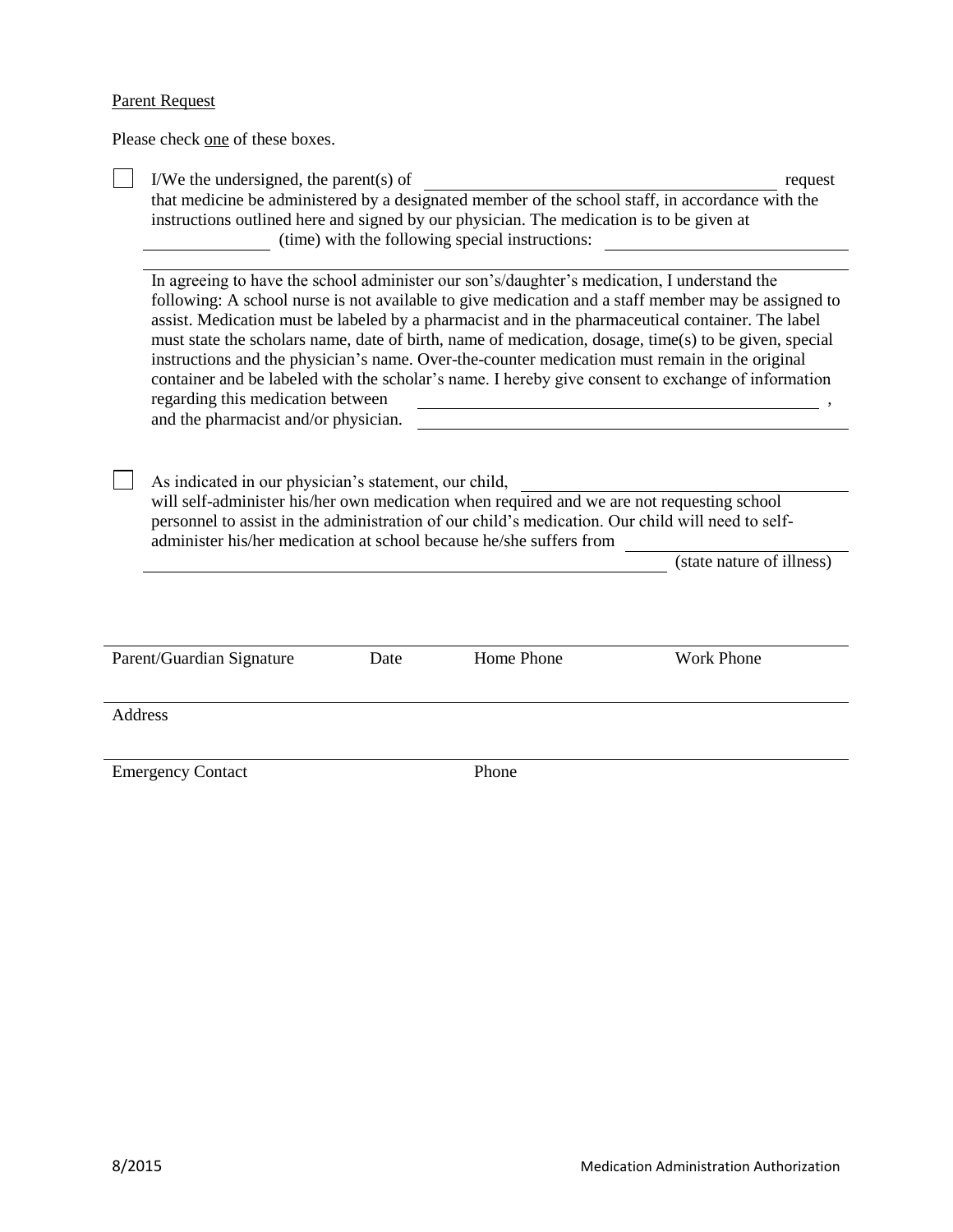Parent Request

Please check one of these boxes.

☐ I/We the undersigned, the parent(s) of ________________________________ request that medicine be administered by a designated member of the school staff, in accordance with the instructions outlined here and signed by our physician. The medication is to be given at ____________ (time) with the following special instructions: ______________________

______________________________________________________________________

In agreeing to have the school administer our son's/daughter's medication, I understand the following: A school nurse is not available to give medication and a staff member may be assigned to assist. Medication must be labeled by a pharmacist and in the pharmaceutical container. The label must state the scholars name, date of birth, name of medication, dosage, time(s) to be given, special instructions and the physician's name. Over-the-counter medication must remain in the original container and be labeled with the scholar's name. I hereby give consent to exchange of information regarding this medication between ________________________________________, and the pharmacist and/or physician. ________________________________________

☐ As indicated in our physician's statement, our child, ________________________________ will self-administer his/her own medication when required and we are not requesting school personnel to assist in the administration of our child's medication. Our child will need to self-administer his/her medication at school because he/she suffers from ______________________

__________________________________________________ (state nature of illness)

| Parent/Guardian Signature | Date | Home Phone | Work Phone |
| --- | --- | --- | --- |
| | | | |

Address

Emergency Contact Phone

8/2015 Medication Administration Authorization